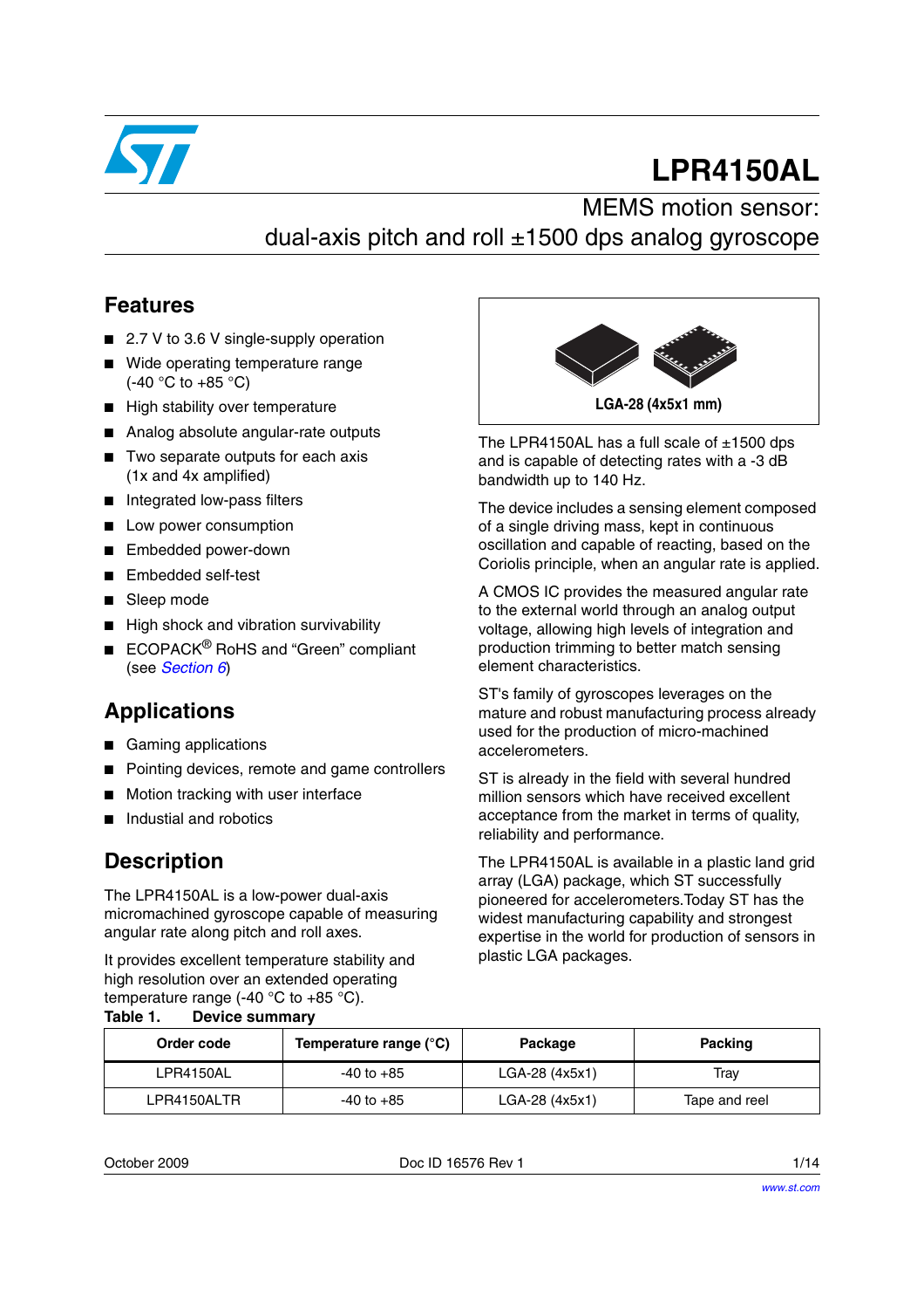# LPR4150AL

## MEMS motion sensor: dual-axis pitch and roll ±1500 dps analog gyroscope

## Features

- 2.7 V to 3.6 V single-supply operation
- Wide operating temperature range (-40 °C to +85 °C)
- High stability over temperature
- Analog absolute angular-rate outputs
- Two separate outputs for each axis (1x and 4x amplified)
- Integrated low-pass filters
- Low power consumption
- Embedded power-down
- Embedded self-test
- Sleep mode
- High shock and vibration survivability
- ECOPACK® RoHS and "Green" compliant (see *Section 6*)

## Applications

- Gaming applications
- Pointing devices, remote and game controllers
- Motion tracking with user interface
- Industial and robotics

## Description

The LPR4150AL is a low-power dual-axis micromachined gyroscope capable of measuring angular rate along pitch and roll axes.

It provides excellent temperature stability and high resolution over an extended operating temperature range (-40 °C to +85 °C).

LGA-28 (4x5x1 mm)

The LPR4150AL has a full scale of ±1500 dps and is capable of detecting rates with a -3 dB bandwidth up to 140 Hz.

The device includes a sensing element composed of a single driving mass, kept in continuous oscillation and capable of reacting, based on the Coriolis principle, when an angular rate is applied.

A CMOS IC provides the measured angular rate to the external world through an analog output voltage, allowing high levels of integration and production trimming to better match sensing element characteristics.

ST's family of gyroscopes leverages on the mature and robust manufacturing process already used for the production of micro-machined accelerometers.

ST is already in the field with several hundred million sensors which have received excellent acceptance from the market in terms of quality, reliability and performance.

The LPR4150AL is available in a plastic land grid array (LGA) package, which ST successfully pioneered for accelerometers.Today ST has the widest manufacturing capability and strongest expertise in the world for production of sensors in plastic LGA packages.

**Table 1. Device summary**

| Order code | Temperature range (°C) | Package | Packing |
|---|---|---|---|
| LPR4150AL | -40 to +85 | LGA-28 (4x5x1) | Tray |
| LPR4150ALTR | -40 to +85 | LGA-28 (4x5x1) | Tape and reel |

October 2009 Doc ID 16576 Rev 1

www.st.com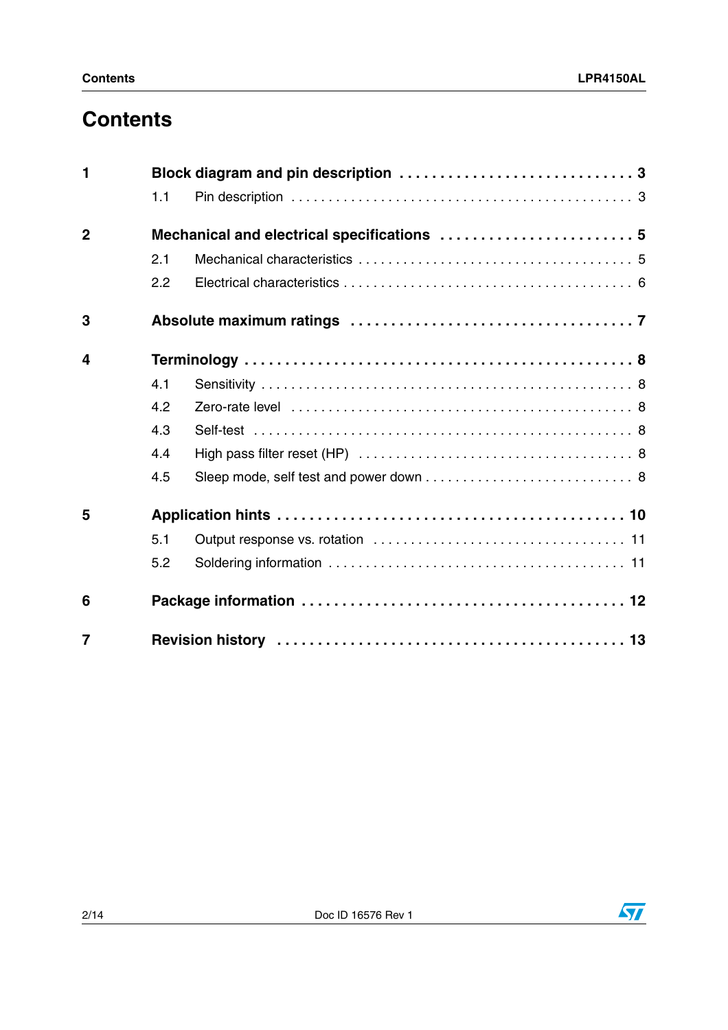# Contents

**1 Block diagram and pin description . . . . . . . . . . . . . . . . . . . . . . . . . . . . 3**

1.1 Pin description . . . . . . . . . . . . . . . . . . . . . . . . . . . . . . . . . . . . . . . . . . . . 3

**2 Mechanical and electrical specifications . . . . . . . . . . . . . . . . . . . . . . . . 5**

2.1 Mechanical characteristics . . . . . . . . . . . . . . . . . . . . . . . . . . . . . . . . . . . . 5

2.2 Electrical characteristics . . . . . . . . . . . . . . . . . . . . . . . . . . . . . . . . . . . . . 6

**3 Absolute maximum ratings . . . . . . . . . . . . . . . . . . . . . . . . . . . . . . . . . 7**

**4 Terminology . . . . . . . . . . . . . . . . . . . . . . . . . . . . . . . . . . . . . . . . . . . . . 8**

4.1 Sensitivity . . . . . . . . . . . . . . . . . . . . . . . . . . . . . . . . . . . . . . . . . . . . . . . . 8

4.2 Zero-rate level . . . . . . . . . . . . . . . . . . . . . . . . . . . . . . . . . . . . . . . . . . . . . 8

4.3 Self-test . . . . . . . . . . . . . . . . . . . . . . . . . . . . . . . . . . . . . . . . . . . . . . . . . . 8

4.4 High pass filter reset (HP) . . . . . . . . . . . . . . . . . . . . . . . . . . . . . . . . . . . . 8

4.5 Sleep mode, self test and power down . . . . . . . . . . . . . . . . . . . . . . . . . . . 8

**5 Application hints . . . . . . . . . . . . . . . . . . . . . . . . . . . . . . . . . . . . . . . . . 10**

5.1 Output response vs. rotation . . . . . . . . . . . . . . . . . . . . . . . . . . . . . . . . . 11

5.2 Soldering information . . . . . . . . . . . . . . . . . . . . . . . . . . . . . . . . . . . . . . 11

**6 Package information . . . . . . . . . . . . . . . . . . . . . . . . . . . . . . . . . . . . . . 12**

**7 Revision history . . . . . . . . . . . . . . . . . . . . . . . . . . . . . . . . . . . . . . . . . 13**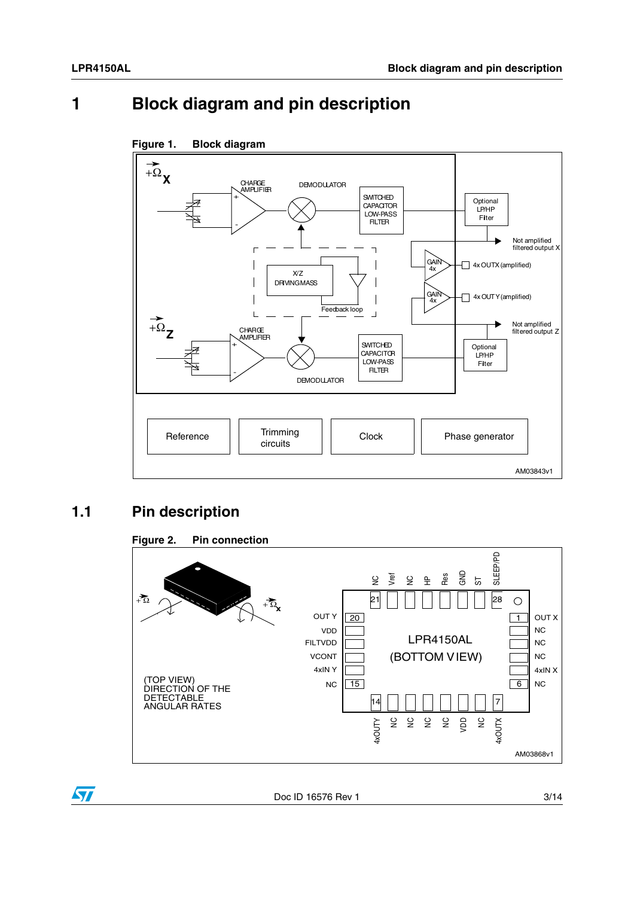# 1 Block diagram and pin description

**Figure 1. Block diagram**

## 1.1 Pin description

**Figure 2. Pin connection**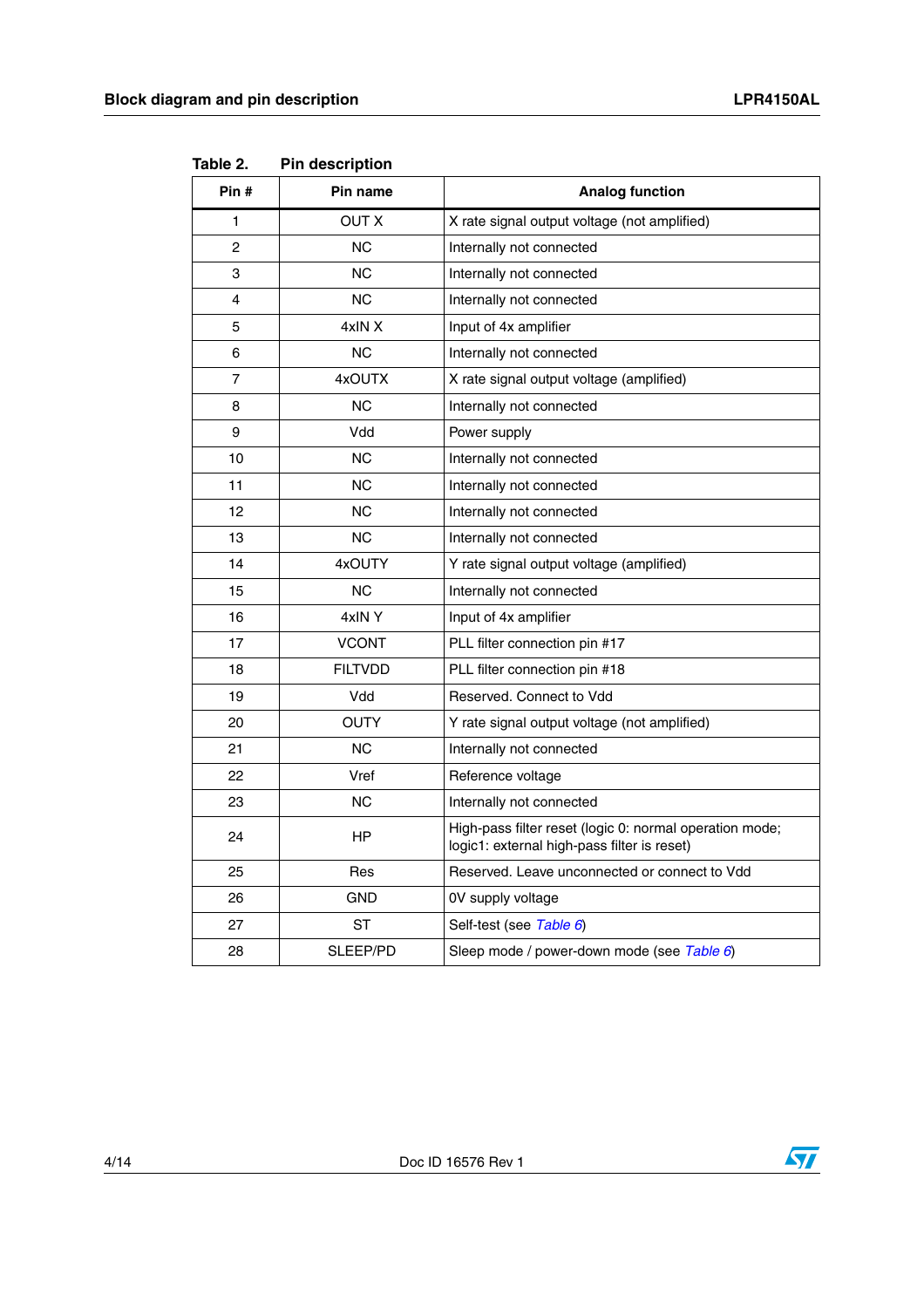Table 2. Pin description

| Pin # | Pin name | Analog function |
|---|---|---|
| 1 | OUT X | X rate signal output voltage (not amplified) |
| 2 | NC | Internally not connected |
| 3 | NC | Internally not connected |
| 4 | NC | Internally not connected |
| 5 | 4xIN X | Input of 4x amplifier |
| 6 | NC | Internally not connected |
| 7 | 4xOUTX | X rate signal output voltage (amplified) |
| 8 | NC | Internally not connected |
| 9 | Vdd | Power supply |
| 10 | NC | Internally not connected |
| 11 | NC | Internally not connected |
| 12 | NC | Internally not connected |
| 13 | NC | Internally not connected |
| 14 | 4xOUTY | Y rate signal output voltage (amplified) |
| 15 | NC | Internally not connected |
| 16 | 4xIN Y | Input of 4x amplifier |
| 17 | VCONT | PLL filter connection pin #17 |
| 18 | FILTVDD | PLL filter connection pin #18 |
| 19 | Vdd | Reserved. Connect to Vdd |
| 20 | OUTY | Y rate signal output voltage (not amplified) |
| 21 | NC | Internally not connected |
| 22 | Vref | Reference voltage |
| 23 | NC | Internally not connected |
| 24 | HP | High-pass filter reset (logic 0: normal operation mode; logic1: external high-pass filter is reset) |
| 25 | Res | Reserved. Leave unconnected or connect to Vdd |
| 26 | GND | 0V supply voltage |
| 27 | ST | Self-test (see *Table 6*) |
| 28 | SLEEP/PD | Sleep mode / power-down mode (see *Table 6*) |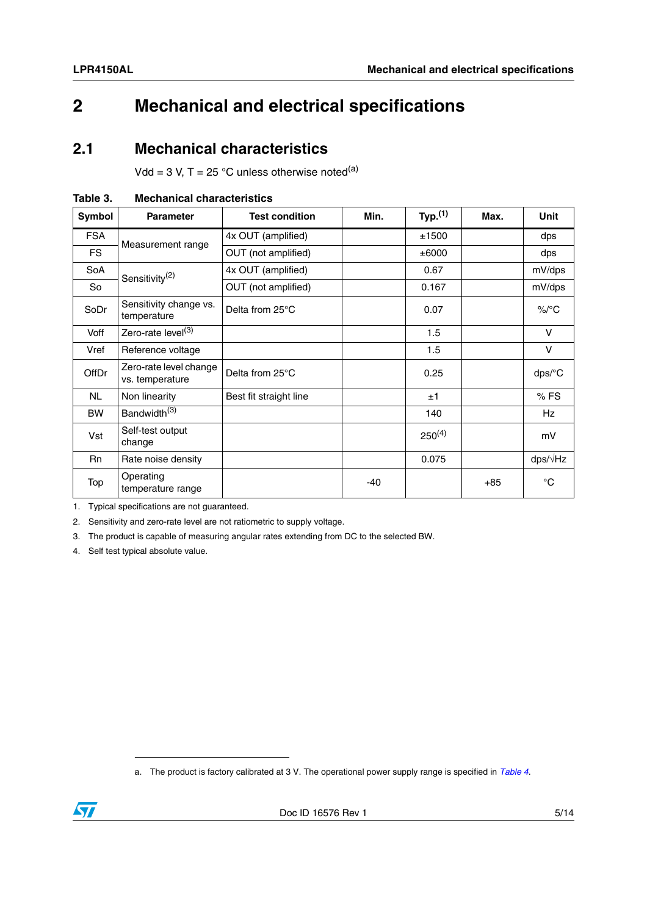# 2 Mechanical and electrical specifications

## 2.1 Mechanical characteristics

Vdd = 3 V, T = 25 °C unless otherwise noted[(a)]

**Table 3. Mechanical characteristics**

| Symbol | Parameter | Test condition | Min. | Typ.[(1)] | Max. | Unit |
|---|---|---|---|---|---|---|
| FSA | Measurement range | 4x OUT (amplified) | | ±1500 | | dps |
| FS | | OUT (not amplified) | | ±6000 | | dps |
| SoA | Sensitivity[(2)] | 4x OUT (amplified) | | 0.67 | | mV/dps |
| So | | OUT (not amplified) | | 0.167 | | mV/dps |
| SoDr | Sensitivity change vs. temperature | Delta from 25°C | | 0.07 | | %/°C |
| Voff | Zero-rate level[(3)] | | | 1.5 | | V |
| Vref | Reference voltage | | | 1.5 | | V |
| OffDr | Zero-rate level change vs. temperature | Delta from 25°C | | 0.25 | | dps/°C |
| NL | Non linearity | Best fit straight line | | ±1 | | % FS |
| BW | Bandwidth[(3)] | | | 140 | | Hz |
| Vst | Self-test output change | | | 250[(4)] | | mV |
| Rn | Rate noise density | | | 0.075 | | dps/√Hz |
| Top | Operating temperature range | | -40 | | +85 | °C |

1. Typical specifications are not guaranteed.
2. Sensitivity and zero-rate level are not ratiometric to supply voltage.
3. The product is capable of measuring angular rates extending from DC to the selected BW.
4. Self test typical absolute value.

a. The product is factory calibrated at 3 V. The operational power supply range is specified in *Table 4*.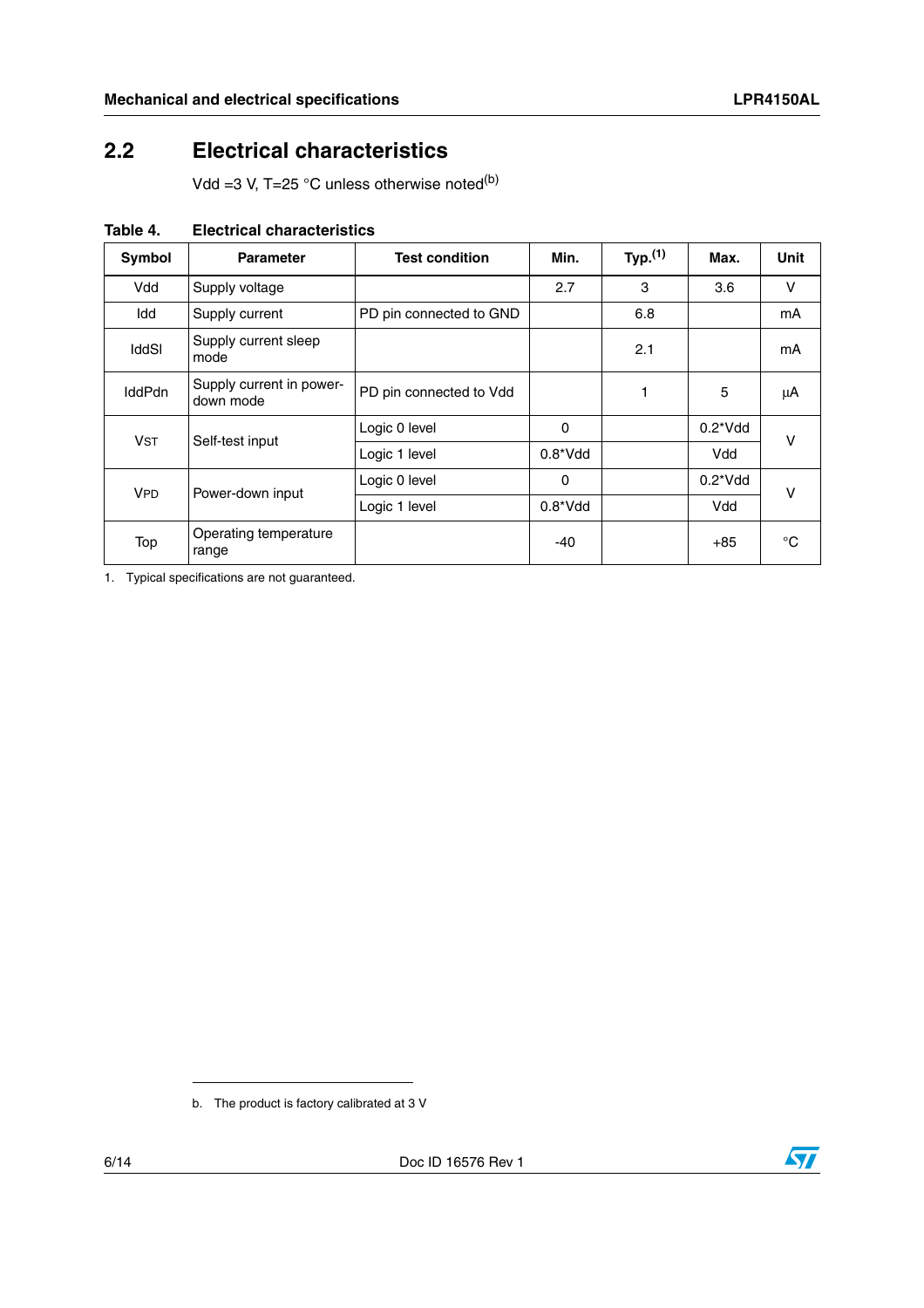## 2.2 Electrical characteristics

Vdd =3 V, T=25 °C unless otherwise noted[b]

**Table 4. Electrical characteristics**

| Symbol | Parameter | Test condition | Min. | Typ.[1] | Max. | Unit |
|---|---|---|---|---|---|---|
| Vdd | Supply voltage | | 2.7 | 3 | 3.6 | V |
| Idd | Supply current | PD pin connected to GND | | 6.8 | | mA |
| IddSl | Supply current sleep mode | | | 2.1 | | mA |
| IddPdn | Supply current in power-down mode | PD pin connected to Vdd | | 1 | 5 | µA |
| $V_{ST}$ | Self-test input | Logic 0 level | 0 | | 0.2*Vdd | V |
| | | Logic 1 level | 0.8*Vdd | | Vdd | |
| $V_{PD}$ | Power-down input | Logic 0 level | 0 | | 0.2*Vdd | V |
| | | Logic 1 level | 0.8*Vdd | | Vdd | |
| Top | Operating temperature range | | -40 | | +85 | °C |

1. Typical specifications are not guaranteed.

b. The product is factory calibrated at 3 V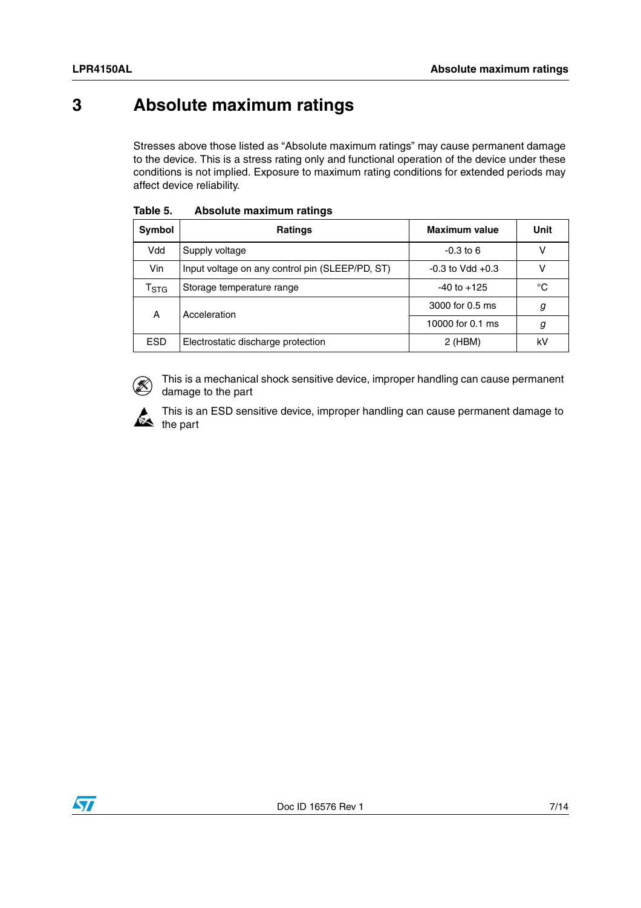# 3 Absolute maximum ratings

Stresses above those listed as "Absolute maximum ratings" may cause permanent damage to the device. This is a stress rating only and functional operation of the device under these conditions is not implied. Exposure to maximum rating conditions for extended periods may affect device reliability.

**Table 5. Absolute maximum ratings**

| Symbol | Ratings | Maximum value | Unit |
|---|---|---|---|
| Vdd | Supply voltage | -0.3 to 6 | V |
| Vin | Input voltage on any control pin (SLEEP/PD, ST) | -0.3 to Vdd +0.3 | V |
| $T_{STG}$ | Storage temperature range | -40 to +125 | °C |
| A | Acceleration | 3000 for 0.5 ms | *g* |
| | | 10000 for 0.1 ms | *g* |
| ESD | Electrostatic discharge protection | 2 (HBM) | kV |

This is a mechanical shock sensitive device, improper handling can cause permanent damage to the part

This is an ESD sensitive device, improper handling can cause permanent damage to the part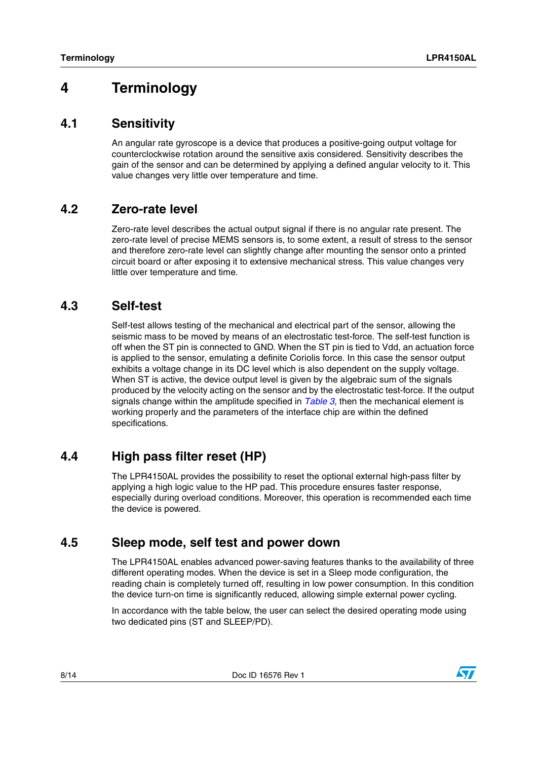# 4 Terminology

## 4.1 Sensitivity

An angular rate gyroscope is a device that produces a positive-going output voltage for counterclockwise rotation around the sensitive axis considered. Sensitivity describes the gain of the sensor and can be determined by applying a defined angular velocity to it. This value changes very little over temperature and time.

## 4.2 Zero-rate level

Zero-rate level describes the actual output signal if there is no angular rate present. The zero-rate level of precise MEMS sensors is, to some extent, a result of stress to the sensor and therefore zero-rate level can slightly change after mounting the sensor onto a printed circuit board or after exposing it to extensive mechanical stress. This value changes very little over temperature and time.

## 4.3 Self-test

Self-test allows testing of the mechanical and electrical part of the sensor, allowing the seismic mass to be moved by means of an electrostatic test-force. The self-test function is off when the ST pin is connected to GND. When the ST pin is tied to Vdd, an actuation force is applied to the sensor, emulating a definite Coriolis force. In this case the sensor output exhibits a voltage change in its DC level which is also dependent on the supply voltage. When ST is active, the device output level is given by the algebraic sum of the signals produced by the velocity acting on the sensor and by the electrostatic test-force. If the output signals change within the amplitude specified in *Table 3*, then the mechanical element is working properly and the parameters of the interface chip are within the defined specifications.

## 4.4 High pass filter reset (HP)

The LPR4150AL provides the possibility to reset the optional external high-pass filter by applying a high logic value to the HP pad. This procedure ensures faster response, especially during overload conditions. Moreover, this operation is recommended each time the device is powered.

## 4.5 Sleep mode, self test and power down

The LPR4150AL enables advanced power-saving features thanks to the availability of three different operating modes. When the device is set in a Sleep mode configuration, the reading chain is completely turned off, resulting in low power consumption. In this condition the device turn-on time is significantly reduced, allowing simple external power cycling.

In accordance with the table below, the user can select the desired operating mode using two dedicated pins (ST and SLEEP/PD).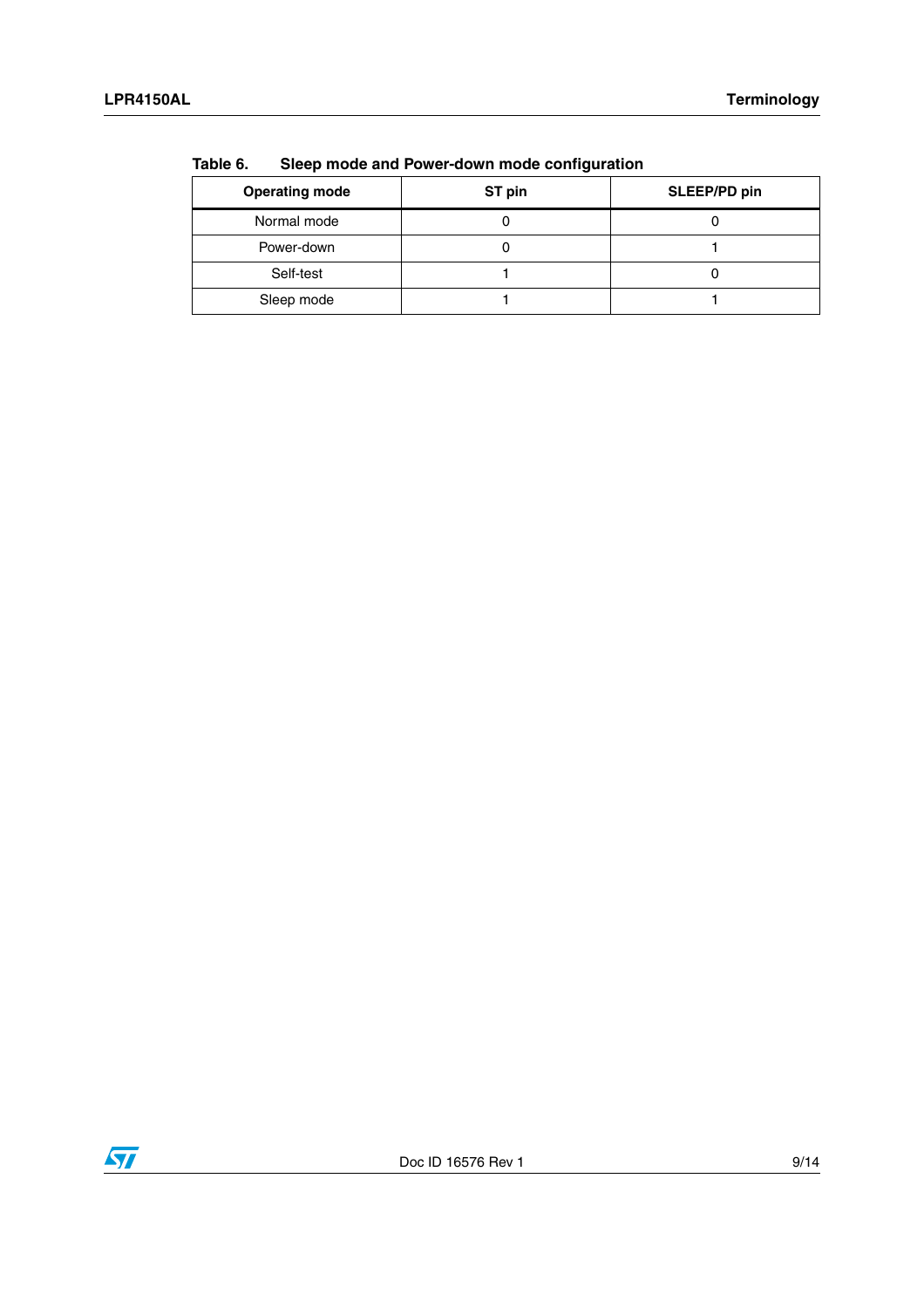Table 6. Sleep mode and Power-down mode configuration

| Operating mode | ST pin | SLEEP/PD pin |
|---|---|---|
| Normal mode | 0 | 0 |
| Power-down | 0 | 1 |
| Self-test | 1 | 0 |
| Sleep mode | 1 | 1 |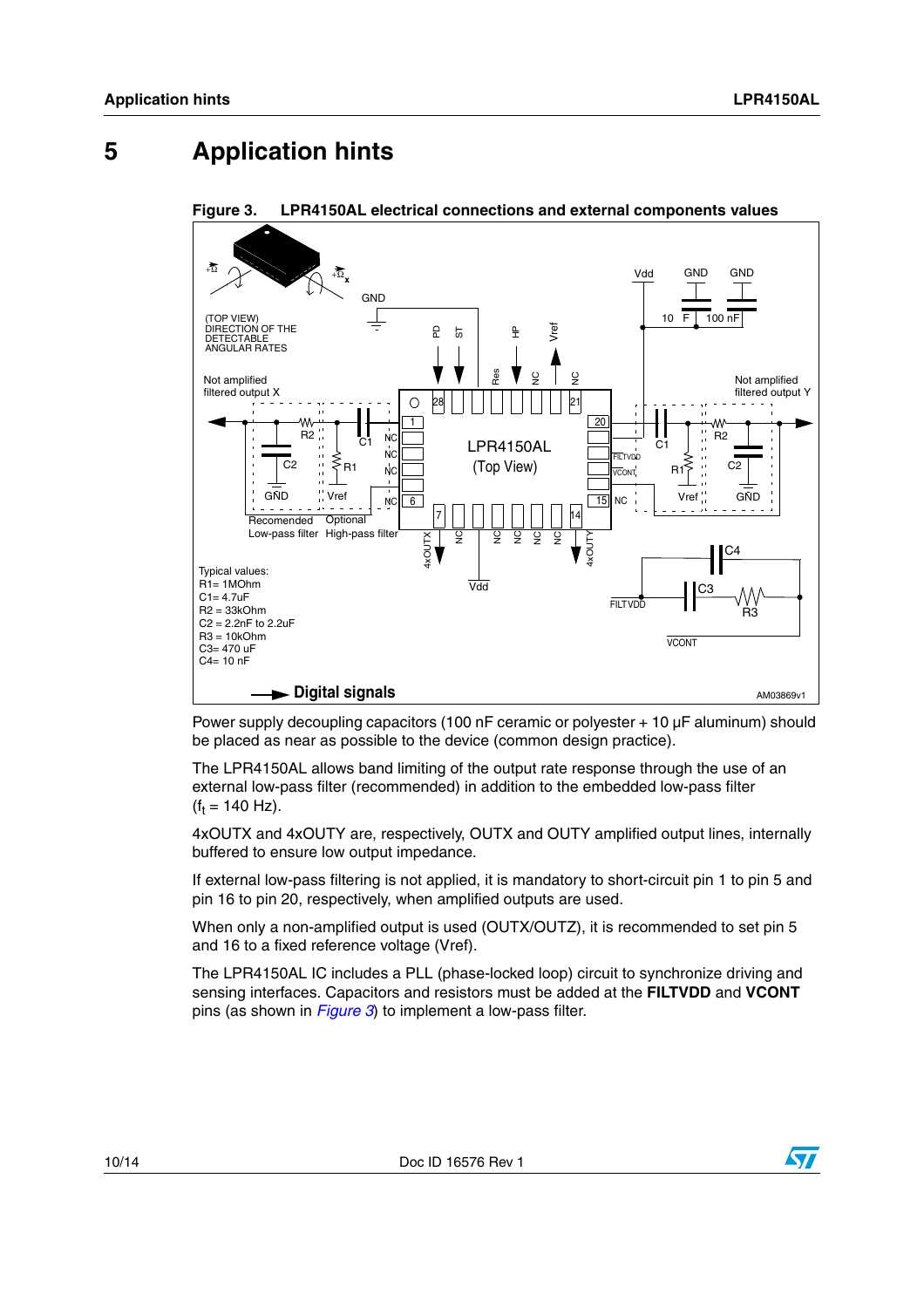# 5 Application hints

**Figure 3. LPR4150AL electrical connections and external components values**

Typical values:
R1= 1MOhm
C1= 4.7uF
R2 = 33kOhm
C2 = 2.2nF to 2.2uF
R3 = 10kOhm
C3= 470 uF
C4= 10 nF

Power supply decoupling capacitors (100 nF ceramic or polyester + 10 µF aluminum) should be placed as near as possible to the device (common design practice).

The LPR4150AL allows band limiting of the output rate response through the use of an external low-pass filter (recommended) in addition to the embedded low-pass filter ($f_t$ = 140 Hz).

4xOUTX and 4xOUTY are, respectively, OUTX and OUTY amplified output lines, internally buffered to ensure low output impedance.

If external low-pass filtering is not applied, it is mandatory to short-circuit pin 1 to pin 5 and pin 16 to pin 20, respectively, when amplified outputs are used.

When only a non-amplified output is used (OUTX/OUTZ), it is recommended to set pin 5 and 16 to a fixed reference voltage (Vref).

The LPR4150AL IC includes a PLL (phase-locked loop) circuit to synchronize driving and sensing interfaces. Capacitors and resistors must be added at the **FILTVDD** and **VCONT** pins (as shown in *Figure 3*) to implement a low-pass filter.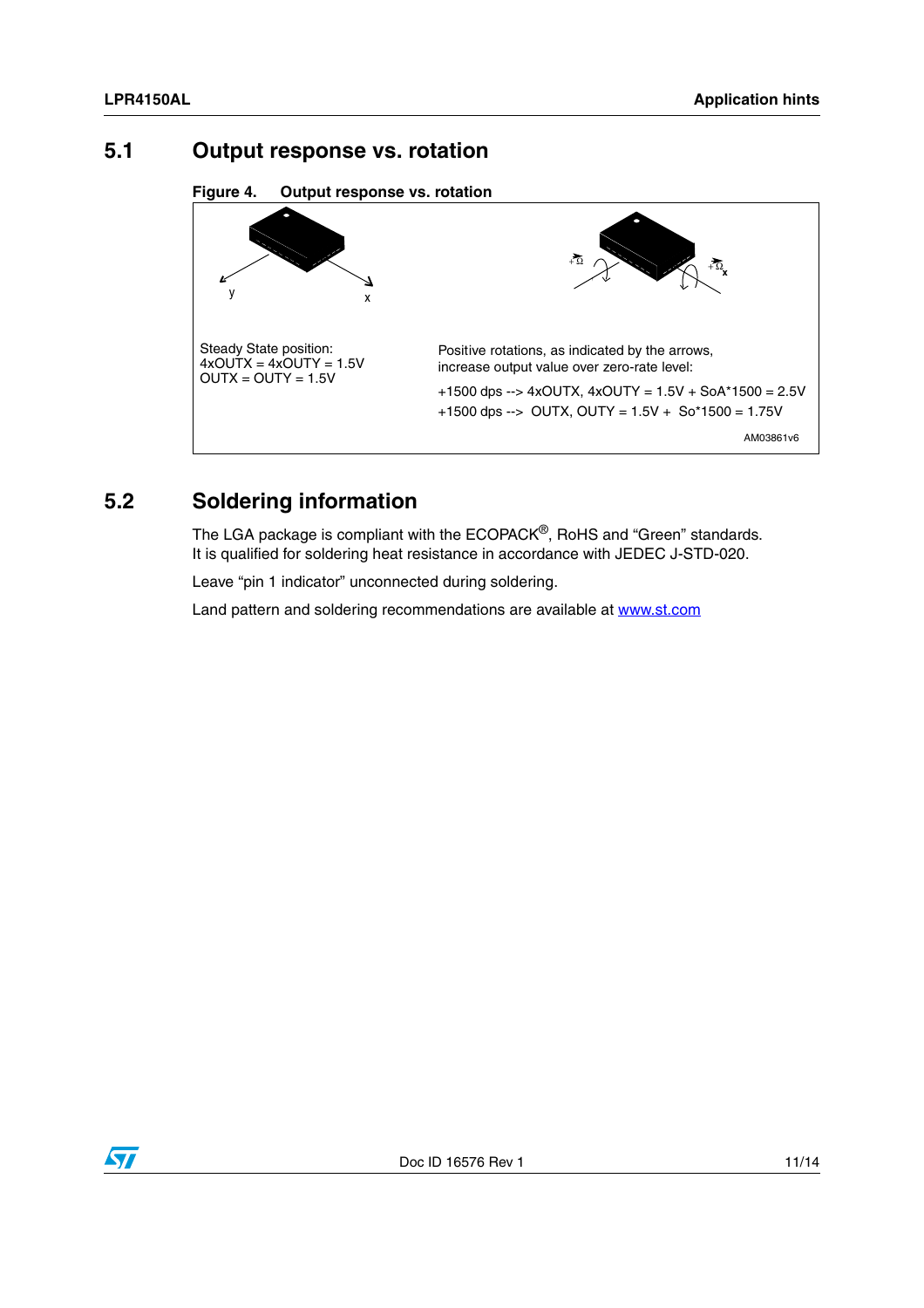## 5.1 Output response vs. rotation

**Figure 4. Output response vs. rotation**

y x

Steady State position:
4xOUTX = 4xOUTY = 1.5V
OUTX = OUTY = 1.5V

Positive rotations, as indicated by the arrows, increase output value over zero-rate level:

+1500 dps --> 4xOUTX, 4xOUTY = 1.5V + SoA*1500 = 2.5V

+1500 dps --> OUTX, OUTY = 1.5V + So*1500 = 1.75V

AM03861v6

## 5.2 Soldering information

The LGA package is compliant with the ECOPACK®, RoHS and “Green” standards.
It is qualified for soldering heat resistance in accordance with JEDEC J-STD-020.

Leave “pin 1 indicator” unconnected during soldering.

Land pattern and soldering recommendations are available at www.st.com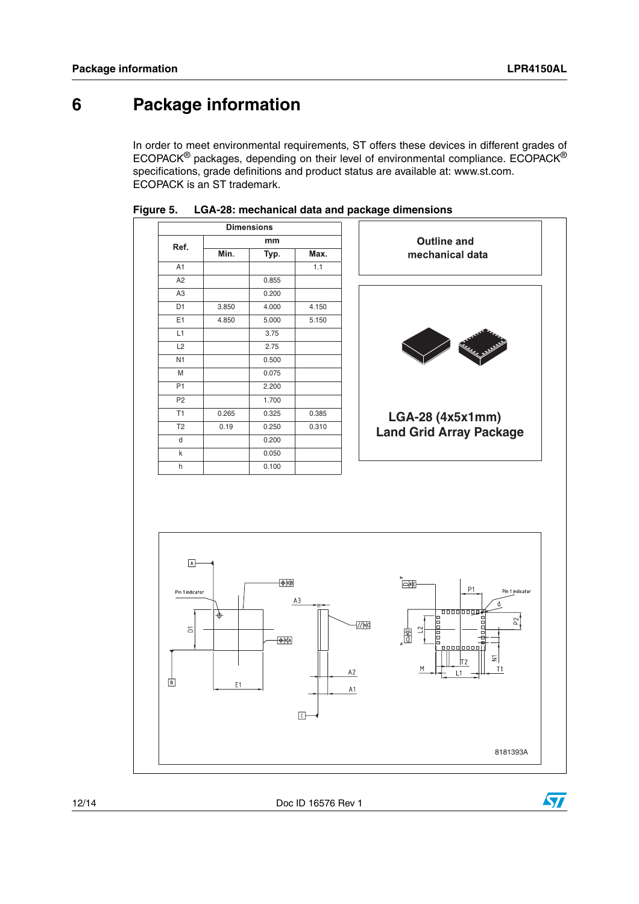# 6 Package information

In order to meet environmental requirements, ST offers these devices in different grades of ECOPACK® packages, depending on their level of environmental compliance. ECOPACK® specifications, grade definitions and product status are available at: www.st.com. ECOPACK is an ST trademark.

**Figure 5. LGA-28: mechanical data and package dimensions**

| Ref. | Dimensions (mm) | | |
|---|---|---|---|
| | Min. | Typ. | Max. |
| A1 | | | 1.1 |
| A2 | | 0.855 | |
| A3 | | 0.200 | |
| D1 | 3.850 | 4.000 | 4.150 |
| E1 | 4.850 | 5.000 | 5.150 |
| L1 | | 3.75 | |
| L2 | | 2.75 | |
| N1 | | 0.500 | |
| M | | 0.075 | |
| P1 | | 2.200 | |
| P2 | | 1.700 | |
| T1 | 0.265 | 0.325 | 0.385 |
| T2 | 0.19 | 0.250 | 0.310 |
| d | | 0.200 | |
| k | | 0.050 | |
| h | | 0.100 | |

**Outline and mechanical data**

**LGA-28 (4x5x1mm) Land Grid Array Package**

8181393A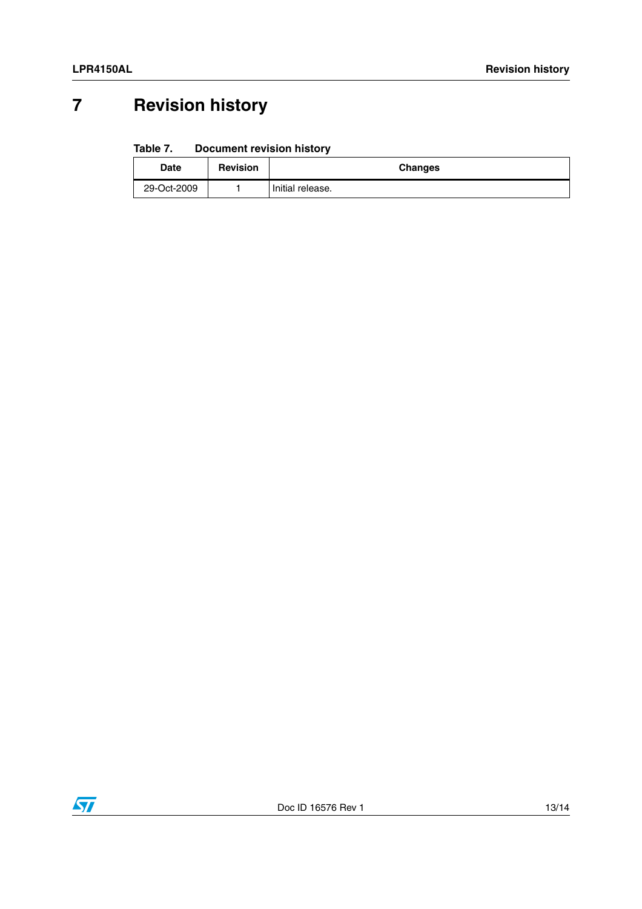# 7 Revision history

**Table 7. Document revision history**

| Date | Revision | Changes |
|---|---|---|
| 29-Oct-2009 | 1 | Initial release. |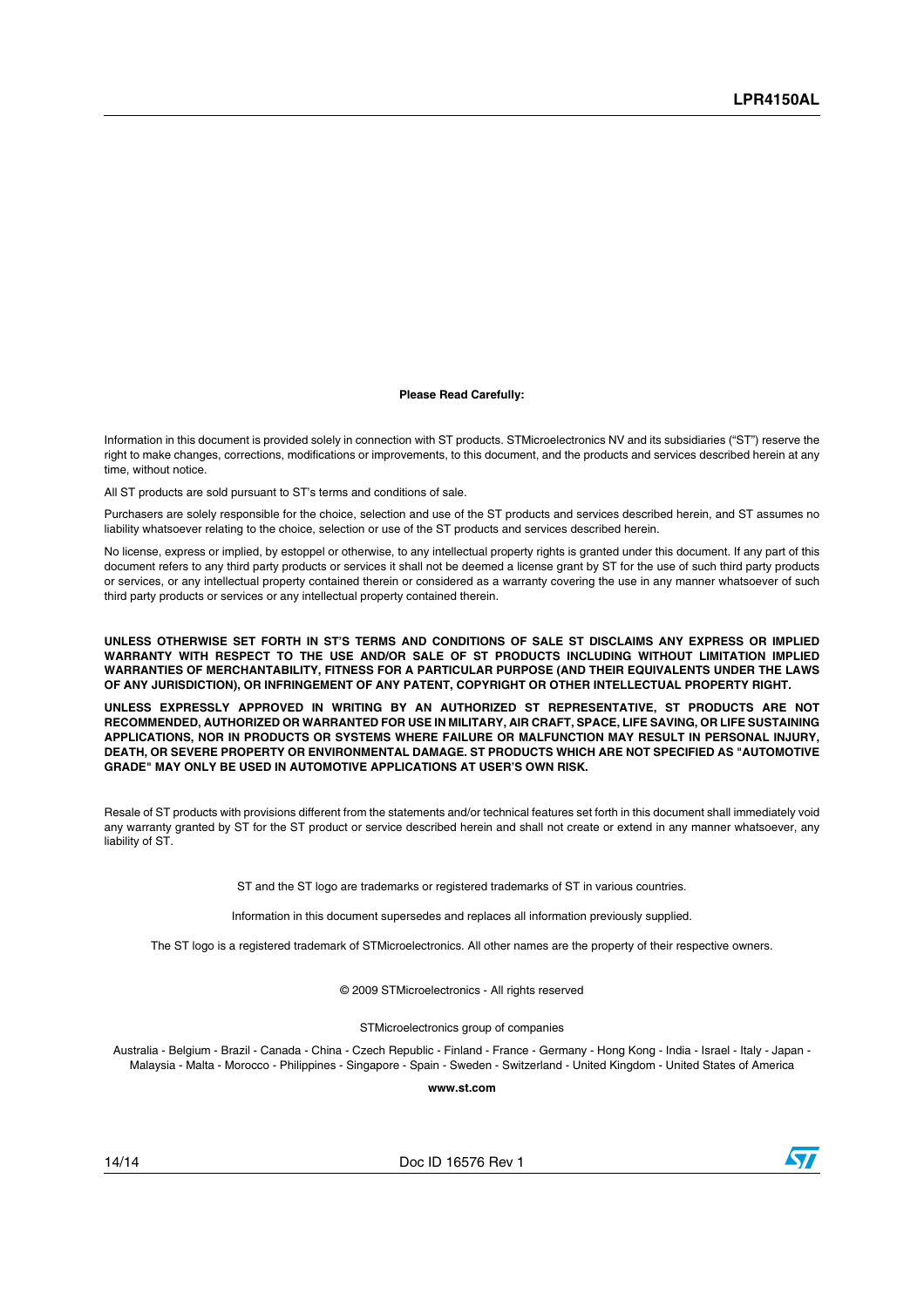**Please Read Carefully:**

Information in this document is provided solely in connection with ST products. STMicroelectronics NV and its subsidiaries ("ST") reserve the right to make changes, corrections, modifications or improvements, to this document, and the products and services described herein at any time, without notice.

All ST products are sold pursuant to ST's terms and conditions of sale.

Purchasers are solely responsible for the choice, selection and use of the ST products and services described herein, and ST assumes no liability whatsoever relating to the choice, selection or use of the ST products and services described herein.

No license, express or implied, by estoppel or otherwise, to any intellectual property rights is granted under this document. If any part of this document refers to any third party products or services it shall not be deemed a license grant by ST for the use of such third party products or services, or any intellectual property contained therein or considered as a warranty covering the use in any manner whatsoever of such third party products or services or any intellectual property contained therein.

**UNLESS OTHERWISE SET FORTH IN ST'S TERMS AND CONDITIONS OF SALE ST DISCLAIMS ANY EXPRESS OR IMPLIED WARRANTY WITH RESPECT TO THE USE AND/OR SALE OF ST PRODUCTS INCLUDING WITHOUT LIMITATION IMPLIED WARRANTIES OF MERCHANTABILITY, FITNESS FOR A PARTICULAR PURPOSE (AND THEIR EQUIVALENTS UNDER THE LAWS OF ANY JURISDICTION), OR INFRINGEMENT OF ANY PATENT, COPYRIGHT OR OTHER INTELLECTUAL PROPERTY RIGHT.**

**UNLESS EXPRESSLY APPROVED IN WRITING BY AN AUTHORIZED ST REPRESENTATIVE, ST PRODUCTS ARE NOT RECOMMENDED, AUTHORIZED OR WARRANTED FOR USE IN MILITARY, AIR CRAFT, SPACE, LIFE SAVING, OR LIFE SUSTAINING APPLICATIONS, NOR IN PRODUCTS OR SYSTEMS WHERE FAILURE OR MALFUNCTION MAY RESULT IN PERSONAL INJURY, DEATH, OR SEVERE PROPERTY OR ENVIRONMENTAL DAMAGE. ST PRODUCTS WHICH ARE NOT SPECIFIED AS "AUTOMOTIVE GRADE" MAY ONLY BE USED IN AUTOMOTIVE APPLICATIONS AT USER'S OWN RISK.**

Resale of ST products with provisions different from the statements and/or technical features set forth in this document shall immediately void any warranty granted by ST for the ST product or service described herein and shall not create or extend in any manner whatsoever, any liability of ST.

ST and the ST logo are trademarks or registered trademarks of ST in various countries.

Information in this document supersedes and replaces all information previously supplied.

The ST logo is a registered trademark of STMicroelectronics. All other names are the property of their respective owners.

© 2009 STMicroelectronics - All rights reserved

STMicroelectronics group of companies

Australia - Belgium - Brazil - Canada - China - Czech Republic - Finland - France - Germany - Hong Kong - India - Israel - Italy - Japan - Malaysia - Malta - Morocco - Philippines - Singapore - Spain - Sweden - Switzerland - United Kingdom - United States of America

**www.st.com**